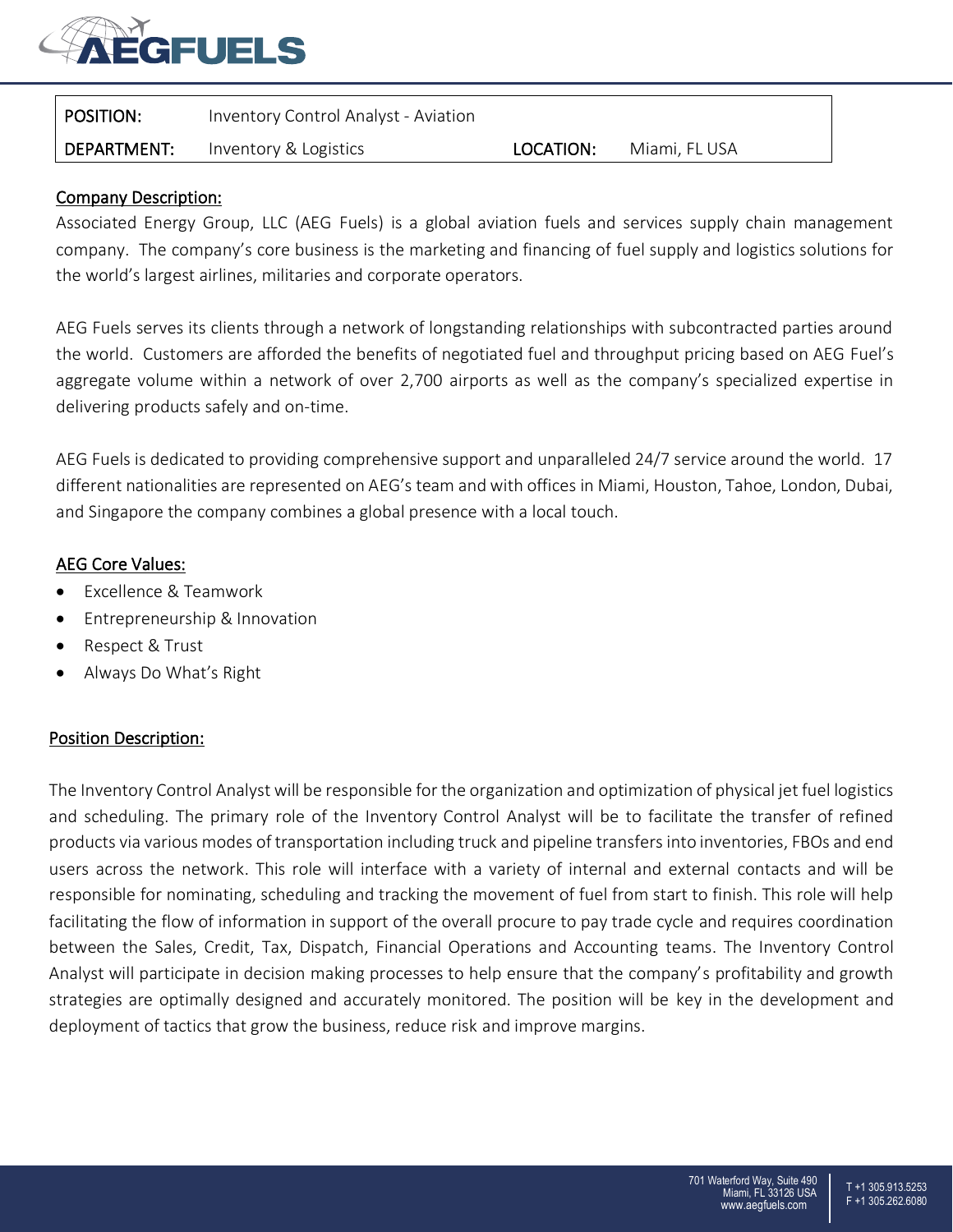| POSITION: | Inventory Control Analyst - Aviation | | |
| --- | --- | --- | --- |
| DEPARTMENT: | Inventory & Logistics | LOCATION: | Miami, FL USA |

## Company Description:

Associated Energy Group, LLC (AEG Fuels) is a global aviation fuels and services supply chain management company. The company's core business is the marketing and financing of fuel supply and logistics solutions for the world's largest airlines, militaries and corporate operators.

AEG Fuels serves its clients through a network of longstanding relationships with subcontracted parties around the world. Customers are afforded the benefits of negotiated fuel and throughput pricing based on AEG Fuel's aggregate volume within a network of over 2,700 airports as well as the company's specialized expertise in delivering products safely and on-time.

AEG Fuels is dedicated to providing comprehensive support and unparalleled 24/7 service around the world. 17 different nationalities are represented on AEG's team and with offices in Miami, Houston, Tahoe, London, Dubai, and Singapore the company combines a global presence with a local touch.

## AEG Core Values:

- Excellence & Teamwork
- Entrepreneurship & Innovation
- Respect & Trust
- Always Do What's Right

## Position Description:

The Inventory Control Analyst will be responsible for the organization and optimization of physical jet fuel logistics and scheduling. The primary role of the Inventory Control Analyst will be to facilitate the transfer of refined products via various modes of transportation including truck and pipeline transfers into inventories, FBOs and end users across the network. This role will interface with a variety of internal and external contacts and will be responsible for nominating, scheduling and tracking the movement of fuel from start to finish. This role will help facilitating the flow of information in support of the overall procure to pay trade cycle and requires coordination between the Sales, Credit, Tax, Dispatch, Financial Operations and Accounting teams. The Inventory Control Analyst will participate in decision making processes to help ensure that the company's profitability and growth strategies are optimally designed and accurately monitored. The position will be key in the development and deployment of tactics that grow the business, reduce risk and improve margins.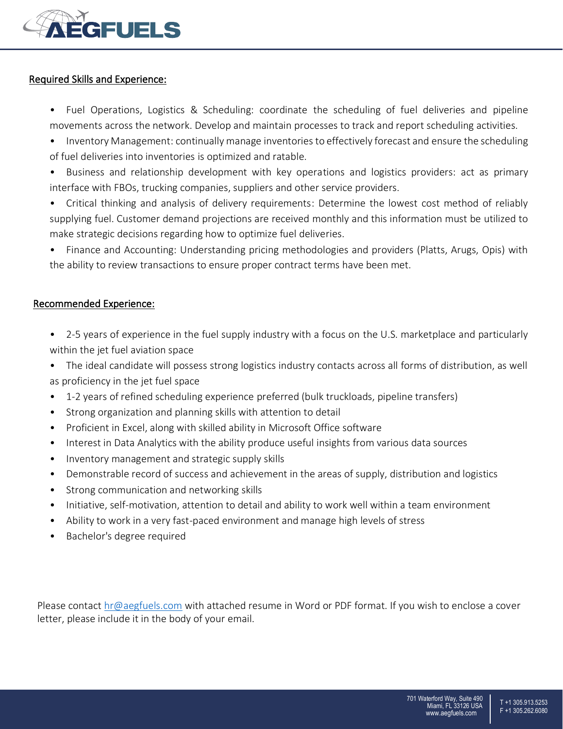## Required Skills and Experience:

- Fuel Operations, Logistics & Scheduling: coordinate the scheduling of fuel deliveries and pipeline movements across the network. Develop and maintain processes to track and report scheduling activities.
- Inventory Management: continually manage inventories to effectively forecast and ensure the scheduling of fuel deliveries into inventories is optimized and ratable.
- Business and relationship development with key operations and logistics providers: act as primary interface with FBOs, trucking companies, suppliers and other service providers.
- Critical thinking and analysis of delivery requirements: Determine the lowest cost method of reliably supplying fuel. Customer demand projections are received monthly and this information must be utilized to make strategic decisions regarding how to optimize fuel deliveries.
- Finance and Accounting: Understanding pricing methodologies and providers (Platts, Arugs, Opis) with the ability to review transactions to ensure proper contract terms have been met.

## Recommended Experience:

- 2-5 years of experience in the fuel supply industry with a focus on the U.S. marketplace and particularly within the jet fuel aviation space
- The ideal candidate will possess strong logistics industry contacts across all forms of distribution, as well as proficiency in the jet fuel space
- 1-2 years of refined scheduling experience preferred (bulk truckloads, pipeline transfers)
- Strong organization and planning skills with attention to detail
- Proficient in Excel, along with skilled ability in Microsoft Office software
- Interest in Data Analytics with the ability produce useful insights from various data sources
- Inventory management and strategic supply skills
- Demonstrable record of success and achievement in the areas of supply, distribution and logistics
- Strong communication and networking skills
- Initiative, self-motivation, attention to detail and ability to work well within a team environment
- Ability to work in a very fast-paced environment and manage high levels of stress
- Bachelor's degree required

Please contact hr@aegfuels.com with attached resume in Word or PDF format. If you wish to enclose a cover letter, please include it in the body of your email.